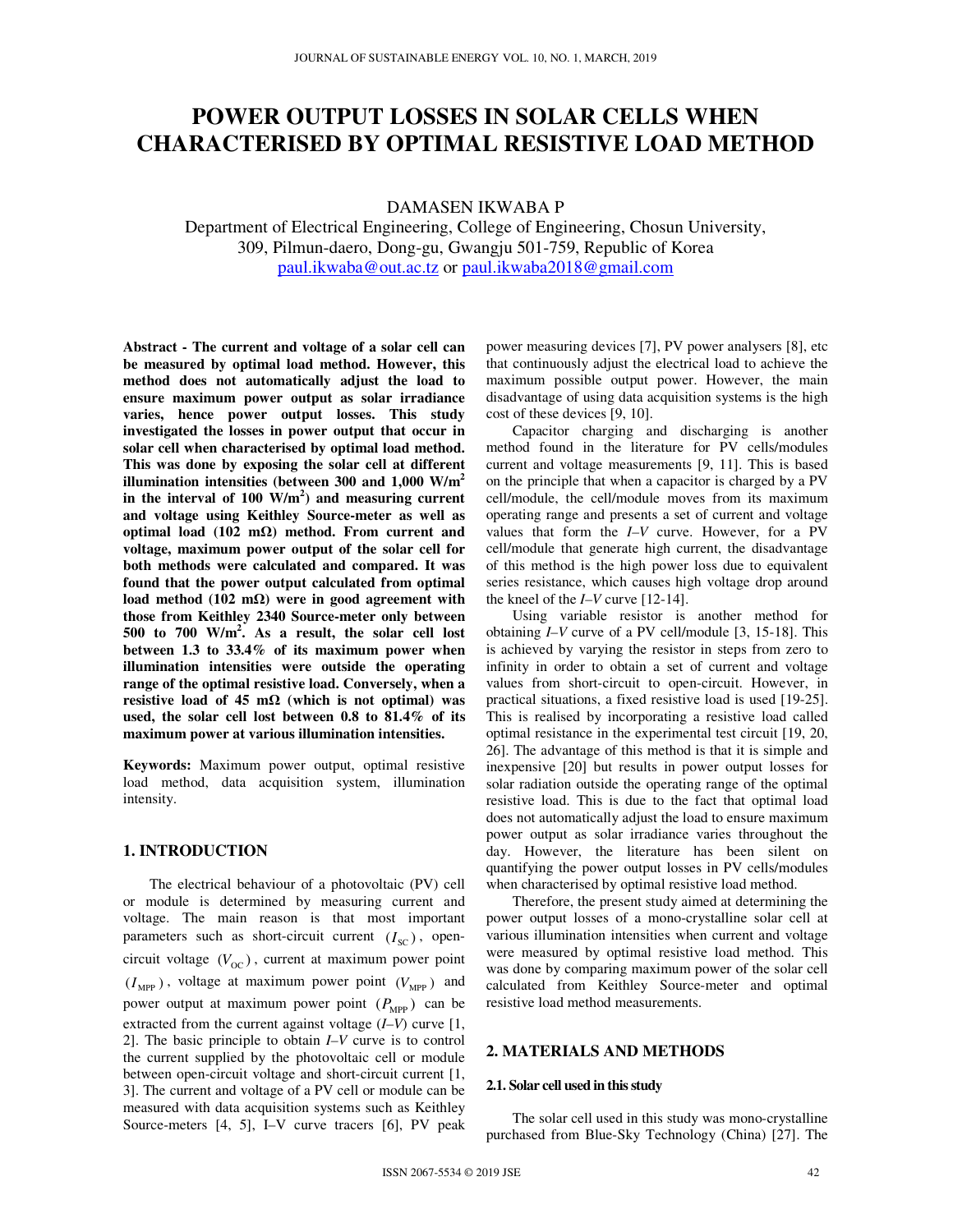# POWER OUTPUT LOSSES IN SOLAR CELLS WHEN CHARACTERISED BY OPTIMAL RESISTIVE LOAD METHOD

DAMASEN IKWABA P

Department of Electrical Engineering, College of Engineering, Chosun University, 309, Pilmun-daero, Dong-gu, Gwangju 501-759, Republic of Korea

paul.ikwaba@out.ac.tz or paul.ikwaba2018@gmail.com

**Abstract - The current and voltage of a solar cell can be measured by optimal load method. However, this method does not automatically adjust the load to ensure maximum power output as solar irradiance varies, hence power output losses. This study investigated the losses in power output that occur in solar cell when characterised by optimal load method. This was done by exposing the solar cell at different illumination intensities (between 300 and 1,000 W/m$^2$ in the interval of 100 W/m$^2$) and measuring current and voltage using Keithley Source-meter as well as optimal load (102 mΩ) method. From current and voltage, maximum power output of the solar cell for both methods were calculated and compared. It was found that the power output calculated from optimal load method (102 mΩ) were in good agreement with those from Keithley 2340 Source-meter only between 500 to 700 W/m$^2$. As a result, the solar cell lost between 1.3 to 33.4% of its maximum power when illumination intensities were outside the operating range of the optimal resistive load. Conversely, when a resistive load of 45 mΩ (which is not optimal) was used, the solar cell lost between 0.8 to 81.4% of its maximum power at various illumination intensities.**

**Keywords:** Maximum power output, optimal resistive load method, data acquisition system, illumination intensity.

## 1. INTRODUCTION

The electrical behaviour of a photovoltaic (PV) cell or module is determined by measuring current and voltage. The main reason is that most important parameters such as short-circuit current $(I_{SC})$, open-circuit voltage $(V_{OC})$, current at maximum power point $(I_{MPP})$, voltage at maximum power point $(V_{MPP})$ and power output at maximum power point $(P_{MPP})$ can be extracted from the current against voltage (*I*–*V*) curve [1, 2]. The basic principle to obtain *I*–*V* curve is to control the current supplied by the photovoltaic cell or module between open-circuit voltage and short-circuit current [1, 3]. The current and voltage of a PV cell or module can be measured with data acquisition systems such as Keithley Source-meters [4, 5], I–V curve tracers [6], PV peak power measuring devices [7], PV power analysers [8], etc that continuously adjust the electrical load to achieve the maximum possible output power. However, the main disadvantage of using data acquisition systems is the high cost of these devices [9, 10].

Capacitor charging and discharging is another method found in the literature for PV cells/modules current and voltage measurements [9, 11]. This is based on the principle that when a capacitor is charged by a PV cell/module, the cell/module moves from its maximum operating range and presents a set of current and voltage values that form the *I*–*V* curve. However, for a PV cell/module that generate high current, the disadvantage of this method is the high power loss due to equivalent series resistance, which causes high voltage drop around the kneel of the *I*–*V* curve [12-14].

Using variable resistor is another method for obtaining *I*–*V* curve of a PV cell/module [3, 15-18]. This is achieved by varying the resistor in steps from zero to infinity in order to obtain a set of current and voltage values from short-circuit to open-circuit. However, in practical situations, a fixed resistive load is used [19-25]. This is realised by incorporating a resistive load called optimal resistance in the experimental test circuit [19, 20, 26]. The advantage of this method is that it is simple and inexpensive [20] but results in power output losses for solar radiation outside the operating range of the optimal resistive load. This is due to the fact that optimal load does not automatically adjust the load to ensure maximum power output as solar irradiance varies throughout the day. However, the literature has been silent on quantifying the power output losses in PV cells/modules when characterised by optimal resistive load method.

Therefore, the present study aimed at determining the power output losses of a mono-crystalline solar cell at various illumination intensities when current and voltage were measured by optimal resistive load method. This was done by comparing maximum power of the solar cell calculated from Keithley Source-meter and optimal resistive load method measurements.

## 2. MATERIALS AND METHODS

### 2.1. Solar cell used in this study

The solar cell used in this study was mono-crystalline purchased from Blue-Sky Technology (China) [27]. The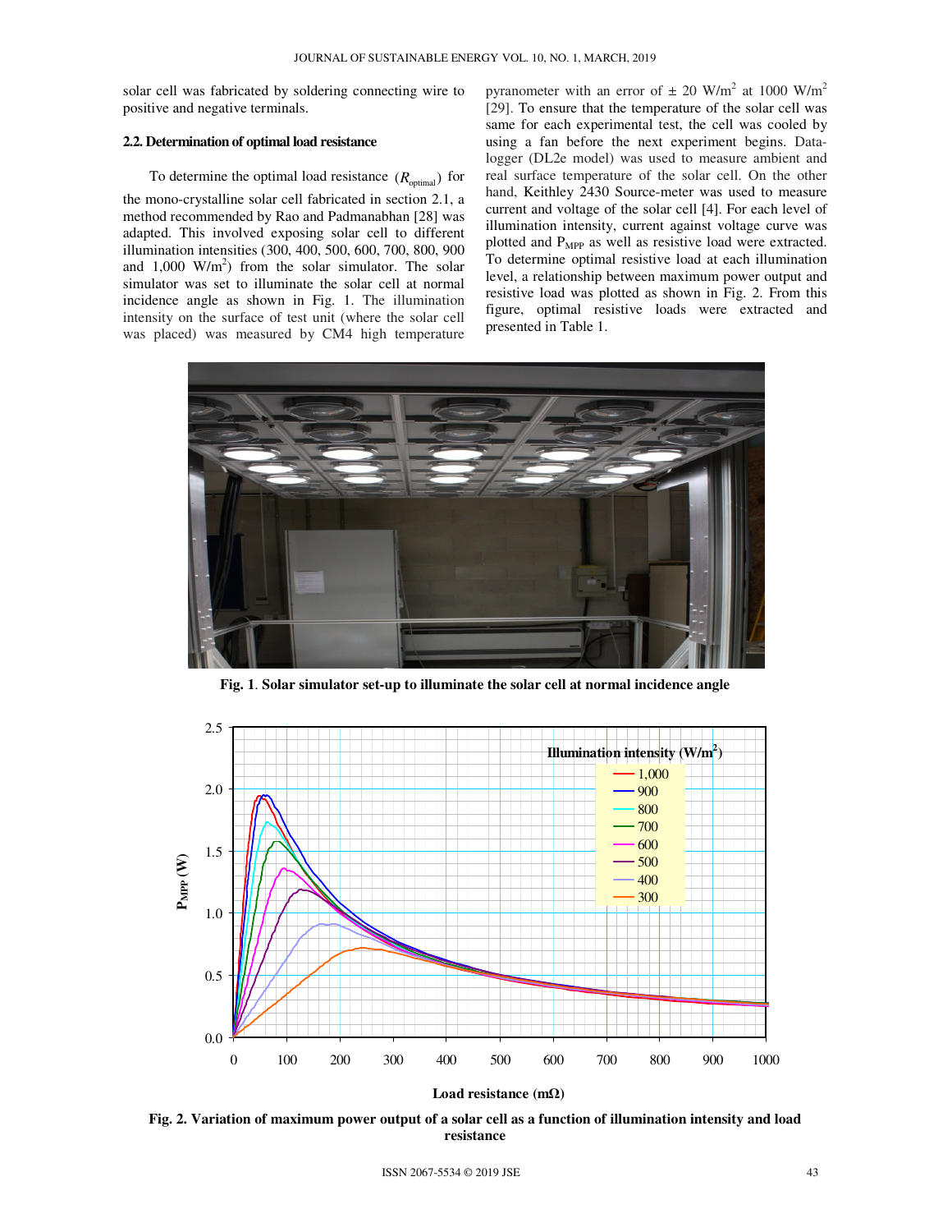solar cell was fabricated by soldering connecting wire to positive and negative terminals.

### 2.2. Determination of optimal load resistance

To determine the optimal load resistance ($R_{optimal}$) for the mono-crystalline solar cell fabricated in section 2.1, a method recommended by Rao and Padmanabhan [28] was adapted. This involved exposing solar cell to different illumination intensities (300, 400, 500, 600, 700, 800, 900 and 1,000 W/m$^2$) from the solar simulator. The solar simulator was set to illuminate the solar cell at normal incidence angle as shown in Fig. 1. The illumination intensity on the surface of test unit (where the solar cell was placed) was measured by CM4 high temperature pyranometer with an error of ± 20 W/m$^2$ at 1000 W/m$^2$ [29]. To ensure that the temperature of the solar cell was same for each experimental test, the cell was cooled by using a fan before the next experiment begins. Data-logger (DL2e model) was used to measure ambient and real surface temperature of the solar cell. On the other hand, Keithley 2430 Source-meter was used to measure current and voltage of the solar cell [4]. For each level of illumination intensity, current against voltage curve was plotted and $P_{MPP}$ as well as resistive load were extracted. To determine optimal resistive load at each illumination level, a relationship between maximum power output and resistive load was plotted as shown in Fig. 2. From this figure, optimal resistive loads were extracted and presented in Table 1.

**Fig. 1**. **Solar simulator set-up to illuminate the solar cell at normal incidence angle**

**Fig. 2. Variation of maximum power output of a solar cell as a function of illumination intensity and load resistance**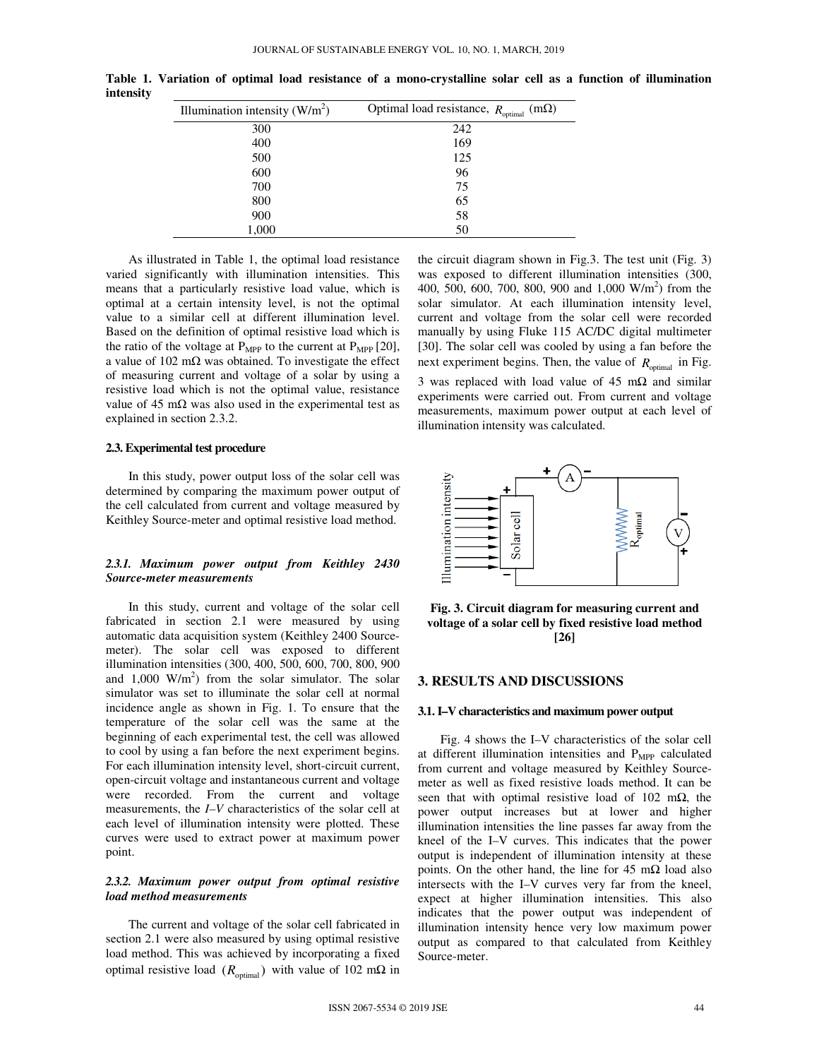**Table 1. Variation of optimal load resistance of a mono-crystalline solar cell as a function of illumination intensity**

| Illumination intensity ($W/m^2$) | Optimal load resistance, $R_{optimal}$ ($m\Omega$) |
|---|---|
| 300 | 242 |
| 400 | 169 |
| 500 | 125 |
| 600 | 96 |
| 700 | 75 |
| 800 | 65 |
| 900 | 58 |
| 1,000 | 50 |

As illustrated in Table 1, the optimal load resistance varied significantly with illumination intensities. This means that a particularly resistive load value, which is optimal at a certain intensity level, is not the optimal value to a similar cell at different illumination level. Based on the definition of optimal resistive load which is the ratio of the voltage at $P_{MPP}$ to the current at $P_{MPP}$ [20], a value of 102 mΩ was obtained. To investigate the effect of measuring current and voltage of a solar by using a resistive load which is not the optimal value, resistance value of 45 mΩ was also used in the experimental test as explained in section 2.3.2.

### 2.3. Experimental test procedure

In this study, power output loss of the solar cell was determined by comparing the maximum power output of the cell calculated from current and voltage measured by Keithley Source-meter and optimal resistive load method.

#### *2.3.1. Maximum power output from Keithley 2430 Source-meter measurements*

In this study, current and voltage of the solar cell fabricated in section 2.1 were measured by using automatic data acquisition system (Keithley 2400 Source-meter). The solar cell was exposed to different illumination intensities (300, 400, 500, 600, 700, 800, 900 and 1,000 $W/m^2$) from the solar simulator. The solar simulator was set to illuminate the solar cell at normal incidence angle as shown in Fig. 1. To ensure that the temperature of the solar cell was the same at the beginning of each experimental test, the cell was allowed to cool by using a fan before the next experiment begins. For each illumination intensity level, short-circuit current, open-circuit voltage and instantaneous current and voltage were recorded. From the current and voltage measurements, the *I–V* characteristics of the solar cell at each level of illumination intensity were plotted. These curves were used to extract power at maximum power point.

#### *2.3.2. Maximum power output from optimal resistive load method measurements*

The current and voltage of the solar cell fabricated in section 2.1 were also measured by using optimal resistive load method. This was achieved by incorporating a fixed optimal resistive load ($R_{optimal}$) with value of 102 mΩ in the circuit diagram shown in Fig.3. The test unit (Fig. 3) was exposed to different illumination intensities (300, 400, 500, 600, 700, 800, 900 and 1,000 $W/m^2$) from the solar simulator. At each illumination intensity level, current and voltage from the solar cell were recorded manually by using Fluke 115 AC/DC digital multimeter [30]. The solar cell was cooled by using a fan before the next experiment begins. Then, the value of $R_{optimal}$ in Fig. 3 was replaced with load value of 45 mΩ and similar experiments were carried out. From current and voltage measurements, maximum power output at each level of illumination intensity was calculated.

Illumination intensity

Solar cell

A

V

$R_{optimal}$

**Fig. 3. Circuit diagram for measuring current and voltage of a solar cell by fixed resistive load method [26]**

## 3. RESULTS AND DISCUSSIONS

### 3.1. I–V characteristics and maximum power output

Fig. 4 shows the I–V characteristics of the solar cell at different illumination intensities and $P_{MPP}$ calculated from current and voltage measured by Keithley Source-meter as well as fixed resistive loads method. It can be seen that with optimal resistive load of 102 mΩ, the power output increases but at lower and higher illumination intensities the line passes far away from the kneel of the I–V curves. This indicates that the power output is independent of illumination intensity at these points. On the other hand, the line for 45 mΩ load also intersects with the I–V curves very far from the kneel, expect at higher illumination intensities. This also indicates that the power output was independent of illumination intensity hence very low maximum power output as compared to that calculated from Keithley Source-meter.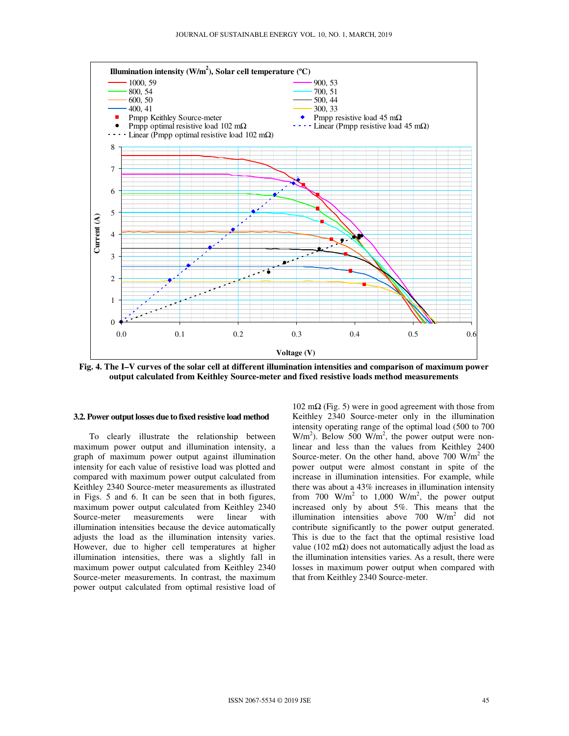Illumination intensity (W/m$^2$), Solar cell temperature (ºC)

1000, 59
900, 53
800, 54
700, 51
600, 50
500, 44
400, 41
300, 33
Pmpp Keithley Source-meter
Pmpp resistive load 45 mΩ
Pmpp optimal resistive load 102 mΩ
Linear (Pmpp resistive load 45 mΩ)
Linear (Pmpp optimal resistive load 102 mΩ)

Current (A)

0
1
2
3
4
5
6
7
8

Voltage (V)

0.0
0.1
0.2
0.3
0.4
0.5
0.6

**Fig. 4. The I–V curves of the solar cell at different illumination intensities and comparison of maximum power output calculated from Keithley Source-meter and fixed resistive loads method measurements**

### 3.2. Power output losses due to fixed resistive load method

To clearly illustrate the relationship between maximum power output and illumination intensity, a graph of maximum power output against illumination intensity for each value of resistive load was plotted and compared with maximum power output calculated from Keithley 2340 Source-meter measurements as illustrated in Figs. 5 and 6. It can be seen that in both figures, maximum power output calculated from Keithley 2340 Source-meter measurements were linear with illumination intensities because the device automatically adjusts the load as the illumination intensity varies. However, due to higher cell temperatures at higher illumination intensities, there was a slightly fall in maximum power output calculated from Keithley 2340 Source-meter measurements. In contrast, the maximum power output calculated from optimal resistive load of 102 mΩ (Fig. 5) were in good agreement with those from Keithley 2340 Source-meter only in the illumination intensity operating range of the optimal load (500 to 700 W/m$^2$). Below 500 W/m$^2$, the power output were non-linear and less than the values from Keithley 2400 Source-meter. On the other hand, above 700 W/m$^2$ the power output were almost constant in spite of the increase in illumination intensities. For example, while there was about a 43% increases in illumination intensity from 700 W/m$^2$ to 1,000 W/m$^2$, the power output increased only by about 5%. This means that the illumination intensities above 700 W/m$^2$ did not contribute significantly to the power output generated. This is due to the fact that the optimal resistive load value (102 mΩ) does not automatically adjust the load as the illumination intensities varies. As a result, there were losses in maximum power output when compared with that from Keithley 2340 Source-meter.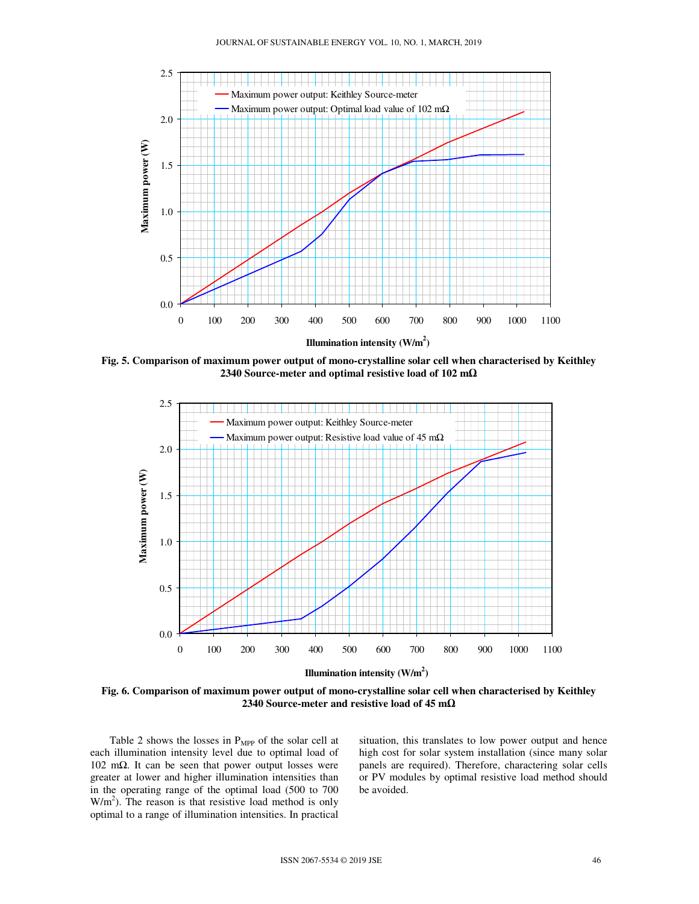2.5
2.0
1.5
1.0
0.5
0.0

Maximum power (W)

0 100 200 300 400 500 600 700 800 900 1000 1100

Illumination intensity ($W/m^2$)

Maximum power output: Keithley Source-meter

Maximum power output: Optimal load value of 102 mΩ

**Fig. 5. Comparison of maximum power output of mono-crystalline solar cell when characterised by Keithley 2340 Source-meter and optimal resistive load of 102 mΩ**

2.5
2.0
1.5
1.0
0.5
0.0

Maximum power (W)

0 100 200 300 400 500 600 700 800 900 1000 1100

Illumination intensity ($W/m^2$)

Maximum power output: Keithley Source-meter

Maximum power output: Resistive load value of 45 mΩ

**Fig. 6. Comparison of maximum power output of mono-crystalline solar cell when characterised by Keithley 2340 Source-meter and resistive load of 45 mΩ**

Table 2 shows the losses in $P_{MPP}$ of the solar cell at each illumination intensity level due to optimal load of 102 mΩ. It can be seen that power output losses were greater at lower and higher illumination intensities than in the operating range of the optimal load (500 to 700 $W/m^2$). The reason is that resistive load method is only optimal to a range of illumination intensities. In practical situation, this translates to low power output and hence high cost for solar system installation (since many solar panels are required). Therefore, charactering solar cells or PV modules by optimal resistive load method should be avoided.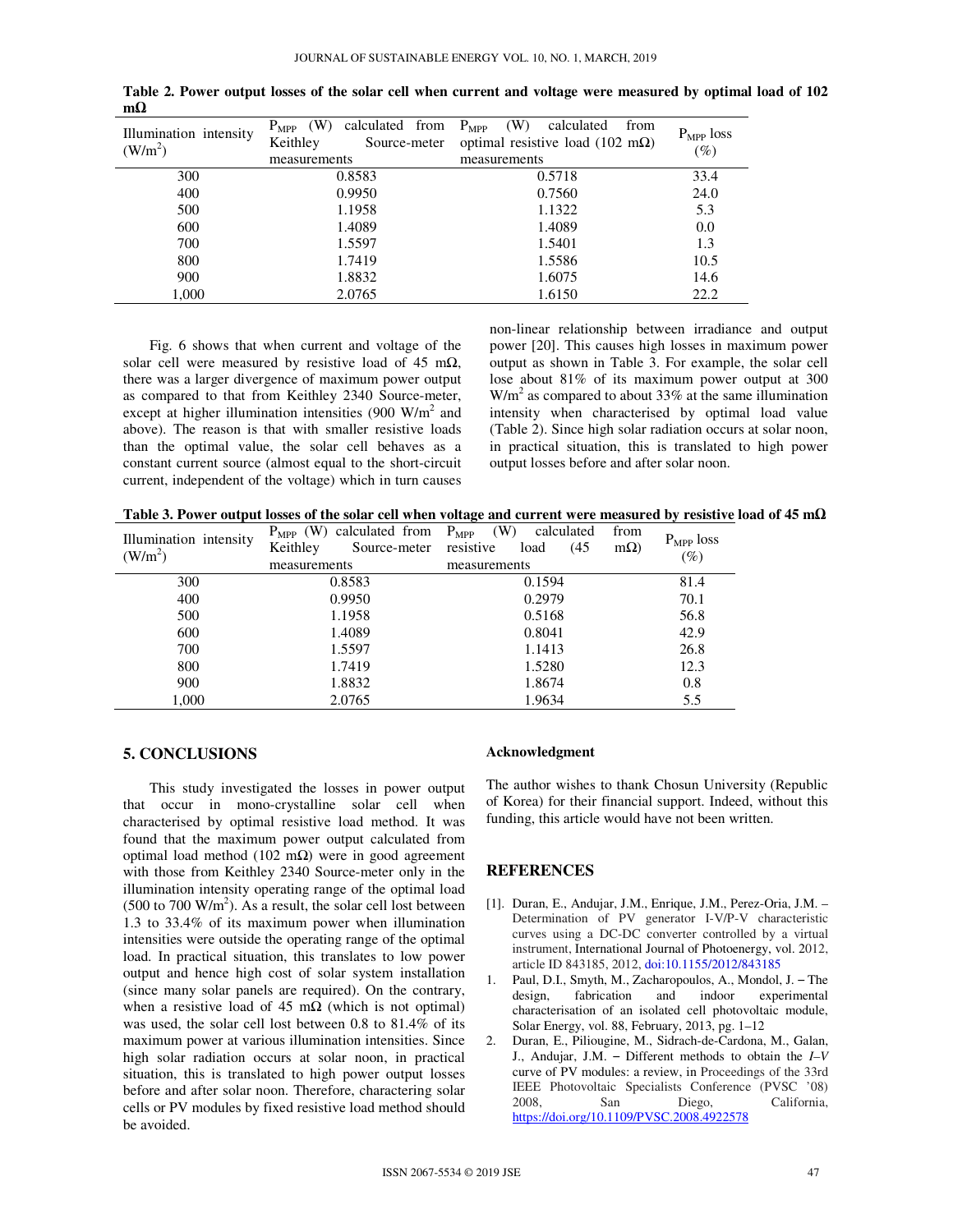**Table 2. Power output losses of the solar cell when current and voltage were measured by optimal load of 102 mΩ**

| Illumination intensity ($W/m^2$) | $P_{MPP}$ (W) calculated from Keithley Source-meter measurements | $P_{MPP}$ (W) calculated from optimal resistive load (102 mΩ) measurements | $P_{MPP}$ loss (%) |
|---|---|---|---|
| 300 | 0.8583 | 0.5718 | 33.4 |
| 400 | 0.9950 | 0.7560 | 24.0 |
| 500 | 1.1958 | 1.1322 | 5.3 |
| 600 | 1.4089 | 1.4089 | 0.0 |
| 700 | 1.5597 | 1.5401 | 1.3 |
| 800 | 1.7419 | 1.5586 | 10.5 |
| 900 | 1.8832 | 1.6075 | 14.6 |
| 1,000 | 2.0765 | 1.6150 | 22.2 |

Fig. 6 shows that when current and voltage of the solar cell were measured by resistive load of 45 mΩ, there was a larger divergence of maximum power output as compared to that from Keithley 2340 Source-meter, except at higher illumination intensities (900 $W/m^2$ and above). The reason is that with smaller resistive loads than the optimal value, the solar cell behaves as a constant current source (almost equal to the short-circuit current, independent of the voltage) which in turn causes non-linear relationship between irradiance and output power [20]. This causes high losses in maximum power output as shown in Table 3. For example, the solar cell lose about 81% of its maximum power output at 300 $W/m^2$ as compared to about 33% at the same illumination intensity when characterised by optimal load value (Table 2). Since high solar radiation occurs at solar noon, in practical situation, this is translated to high power output losses before and after solar noon.

**Table 3. Power output losses of the solar cell when voltage and current were measured by resistive load of 45 mΩ**

| Illumination intensity ($W/m^2$) | $P_{MPP}$ (W) calculated from Keithley Source-meter measurements | $P_{MPP}$ (W) calculated from resistive load (45 mΩ) measurements | $P_{MPP}$ loss (%) |
|---|---|---|---|
| 300 | 0.8583 | 0.1594 | 81.4 |
| 400 | 0.9950 | 0.2979 | 70.1 |
| 500 | 1.1958 | 0.5168 | 56.8 |
| 600 | 1.4089 | 0.8041 | 42.9 |
| 700 | 1.5597 | 1.1413 | 26.8 |
| 800 | 1.7419 | 1.5280 | 12.3 |
| 900 | 1.8832 | 1.8674 | 0.8 |
| 1,000 | 2.0765 | 1.9634 | 5.5 |

## 5. CONCLUSIONS

This study investigated the losses in power output that occur in mono-crystalline solar cell when characterised by optimal resistive load method. It was found that the maximum power output calculated from optimal load method (102 mΩ) were in good agreement with those from Keithley 2340 Source-meter only in the illumination intensity operating range of the optimal load (500 to 700 $W/m^2$). As a result, the solar cell lost between 1.3 to 33.4% of its maximum power when illumination intensities were outside the operating range of the optimal load. In practical situation, this translates to low power output and hence high cost of solar system installation (since many solar panels are required). On the contrary, when a resistive load of 45 mΩ (which is not optimal) was used, the solar cell lost between 0.8 to 81.4% of its maximum power at various illumination intensities. Since high solar radiation occurs at solar noon, in practical situation, this is translated to high power output losses before and after solar noon. Therefore, charactering solar cells or PV modules by fixed resistive load method should be avoided.

### Acknowledgment

The author wishes to thank Chosun University (Republic of Korea) for their financial support. Indeed, without this funding, this article would have not been written.

## REFERENCES

[1]. Duran, E., Andujar, J.M., Enrique, J.M., Perez-Oria, J.M. – Determination of PV generator I-V/P-V characteristic curves using a DC-DC converter controlled by a virtual instrument, International Journal of Photoenergy, vol. 2012, article ID 843185, 2012, doi:10.1155/2012/843185

1. Paul, D.I., Smyth, M., Zacharopoulos, A., Mondol, J. – The design, fabrication and indoor experimental characterisation of an isolated cell photovoltaic module, Solar Energy, vol. 88, February, 2013, pg. 1–12
2. Duran, E., Piliougine, M., Sidrach-de-Cardona, M., Galan, J., Andujar, J.M. – Different methods to obtain the *I–V* curve of PV modules: a review, in Proceedings of the 33rd IEEE Photovoltaic Specialists Conference (PVSC '08) 2008, San Diego, California, https://doi.org/10.1109/PVSC.2008.4922578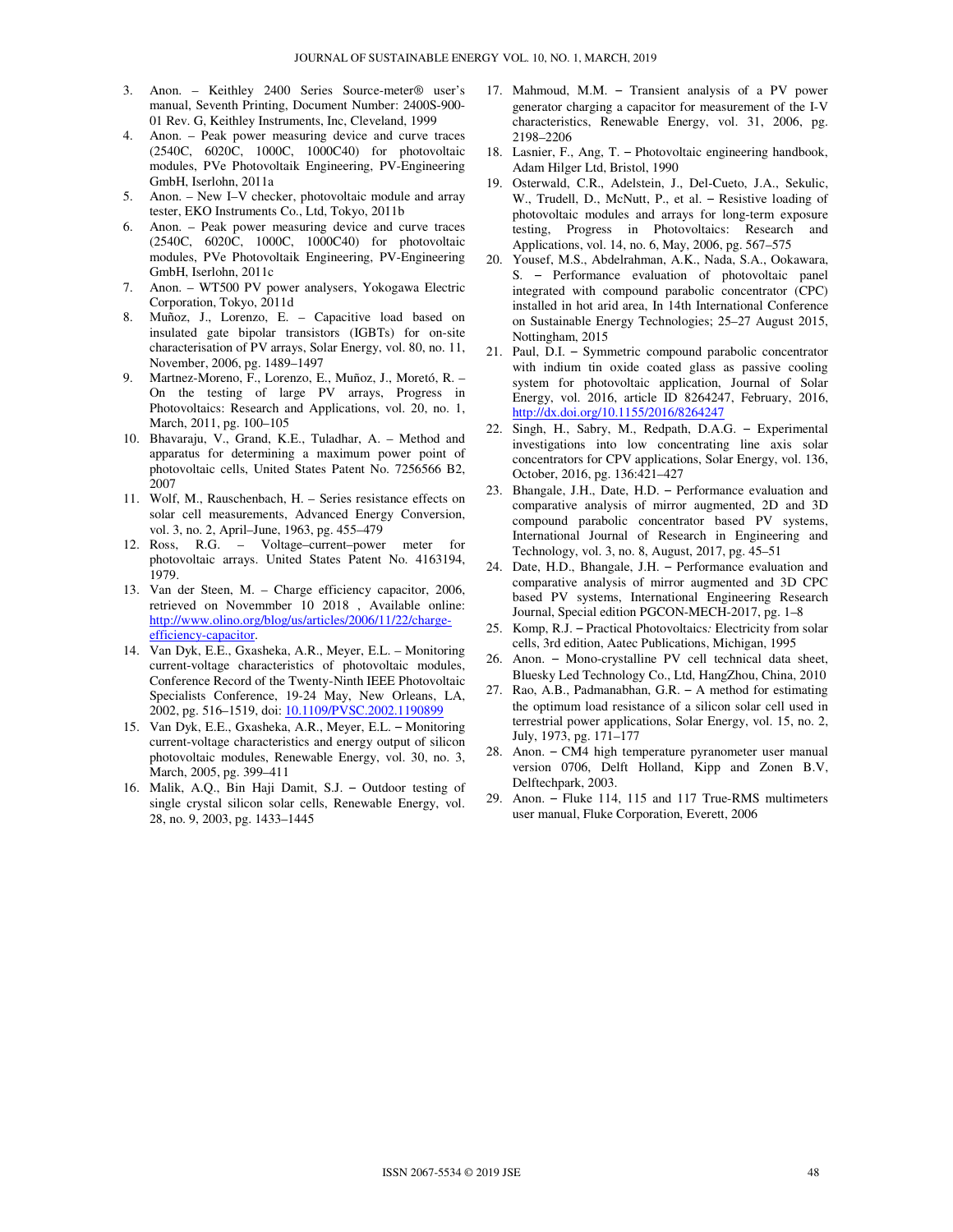3. Anon. – Keithley 2400 Series Source-meter® user's manual, Seventh Printing, Document Number: 2400S-900-01 Rev. G, Keithley Instruments, Inc, Cleveland, 1999
4. Anon. – Peak power measuring device and curve traces (2540C, 6020C, 1000C, 1000C40) for photovoltaic modules, PVe Photovoltaik Engineering, PV-Engineering GmbH, Iserlohn, 2011a
5. Anon. – New I–V checker, photovoltaic module and array tester, EKO Instruments Co., Ltd, Tokyo, 2011b
6. Anon. – Peak power measuring device and curve traces (2540C, 6020C, 1000C, 1000C40) for photovoltaic modules, PVe Photovoltaik Engineering, PV-Engineering GmbH, Iserlohn, 2011c
7. Anon. – WT500 PV power analysers, Yokogawa Electric Corporation, Tokyo, 2011d
8. Muñoz, J., Lorenzo, E. – Capacitive load based on insulated gate bipolar transistors (IGBTs) for on-site characterisation of PV arrays, Solar Energy, vol. 80, no. 11, November, 2006, pg. 1489–1497
9. Martnez-Moreno, F., Lorenzo, E., Muñoz, J., Moretó, R. – On the testing of large PV arrays, Progress in Photovoltaics: Research and Applications, vol. 20, no. 1, March, 2011, pg. 100–105
10. Bhavaraju, V., Grand, K.E., Tuladhar, A. – Method and apparatus for determining a maximum power point of photovoltaic cells, United States Patent No. 7256566 B2, 2007
11. Wolf, M., Rauschenbach, H. – Series resistance effects on solar cell measurements, Advanced Energy Conversion, vol. 3, no. 2, April–June, 1963, pg. 455–479
12. Ross, R.G. – Voltage–current–power meter for photovoltaic arrays. United States Patent No. 4163194, 1979.
13. Van der Steen, M. – Charge efficiency capacitor, 2006, retrieved on Novemmber 10 2018 , Available online: http://www.olino.org/blog/us/articles/2006/11/22/charge-efficiency-capacitor.
14. Van Dyk, E.E., Gxasheka, A.R., Meyer, E.L. – Monitoring current-voltage characteristics of photovoltaic modules, Conference Record of the Twenty-Ninth IEEE Photovoltaic Specialists Conference, 19-24 May, New Orleans, LA, 2002, pg. 516–1519, doi: 10.1109/PVSC.2002.1190899
15. Van Dyk, E.E., Gxasheka, A.R., Meyer, E.L. – Monitoring current-voltage characteristics and energy output of silicon photovoltaic modules, Renewable Energy, vol. 30, no. 3, March, 2005, pg. 399–411
16. Malik, A.Q., Bin Haji Damit, S.J. – Outdoor testing of single crystal silicon solar cells, Renewable Energy, vol. 28, no. 9, 2003, pg. 1433–1445
17. Mahmoud, M.M. – Transient analysis of a PV power generator charging a capacitor for measurement of the I-V characteristics, Renewable Energy, vol. 31, 2006, pg. 2198–2206
18. Lasnier, F., Ang, T. – Photovoltaic engineering handbook, Adam Hilger Ltd, Bristol, 1990
19. Osterwald, C.R., Adelstein, J., Del-Cueto, J.A., Sekulic, W., Trudell, D., McNutt, P., et al. – Resistive loading of photovoltaic modules and arrays for long-term exposure testing, Progress in Photovoltaics: Research and Applications, vol. 14, no. 6, May, 2006, pg. 567–575
20. Yousef, M.S., Abdelrahman, A.K., Nada, S.A., Ookawara, S. – Performance evaluation of photovoltaic panel integrated with compound parabolic concentrator (CPC) installed in hot arid area, In 14th International Conference on Sustainable Energy Technologies; 25–27 August 2015, Nottingham, 2015
21. Paul, D.I. – Symmetric compound parabolic concentrator with indium tin oxide coated glass as passive cooling system for photovoltaic application, Journal of Solar Energy, vol. 2016, article ID 8264247, February, 2016, http://dx.doi.org/10.1155/2016/8264247
22. Singh, H., Sabry, M., Redpath, D.A.G. – Experimental investigations into low concentrating line axis solar concentrators for CPV applications, Solar Energy, vol. 136, October, 2016, pg. 136:421–427
23. Bhangale, J.H., Date, H.D. – Performance evaluation and comparative analysis of mirror augmented, 2D and 3D compound parabolic concentrator based PV systems, International Journal of Research in Engineering and Technology, vol. 3, no. 8, August, 2017, pg. 45–51
24. Date, H.D., Bhangale, J.H. – Performance evaluation and comparative analysis of mirror augmented and 3D CPC based PV systems, International Engineering Research Journal, Special edition PGCON-MECH-2017, pg. 1–8
25. Komp, R.J. – Practical Photovoltaics*:* Electricity from solar cells, 3rd edition, Aatec Publications, Michigan, 1995
26. Anon. – Mono-crystalline PV cell technical data sheet, Bluesky Led Technology Co., Ltd, HangZhou, China, 2010
27. Rao, A.B., Padmanabhan, G.R. – A method for estimating the optimum load resistance of a silicon solar cell used in terrestrial power applications, Solar Energy, vol. 15, no. 2, July, 1973, pg. 171–177
28. Anon. – CM4 high temperature pyranometer user manual version 0706, Delft Holland, Kipp and Zonen B.V, Delftechpark, 2003.
29. Anon. – Fluke 114, 115 and 117 True-RMS multimeters user manual, Fluke Corporation, Everett, 2006